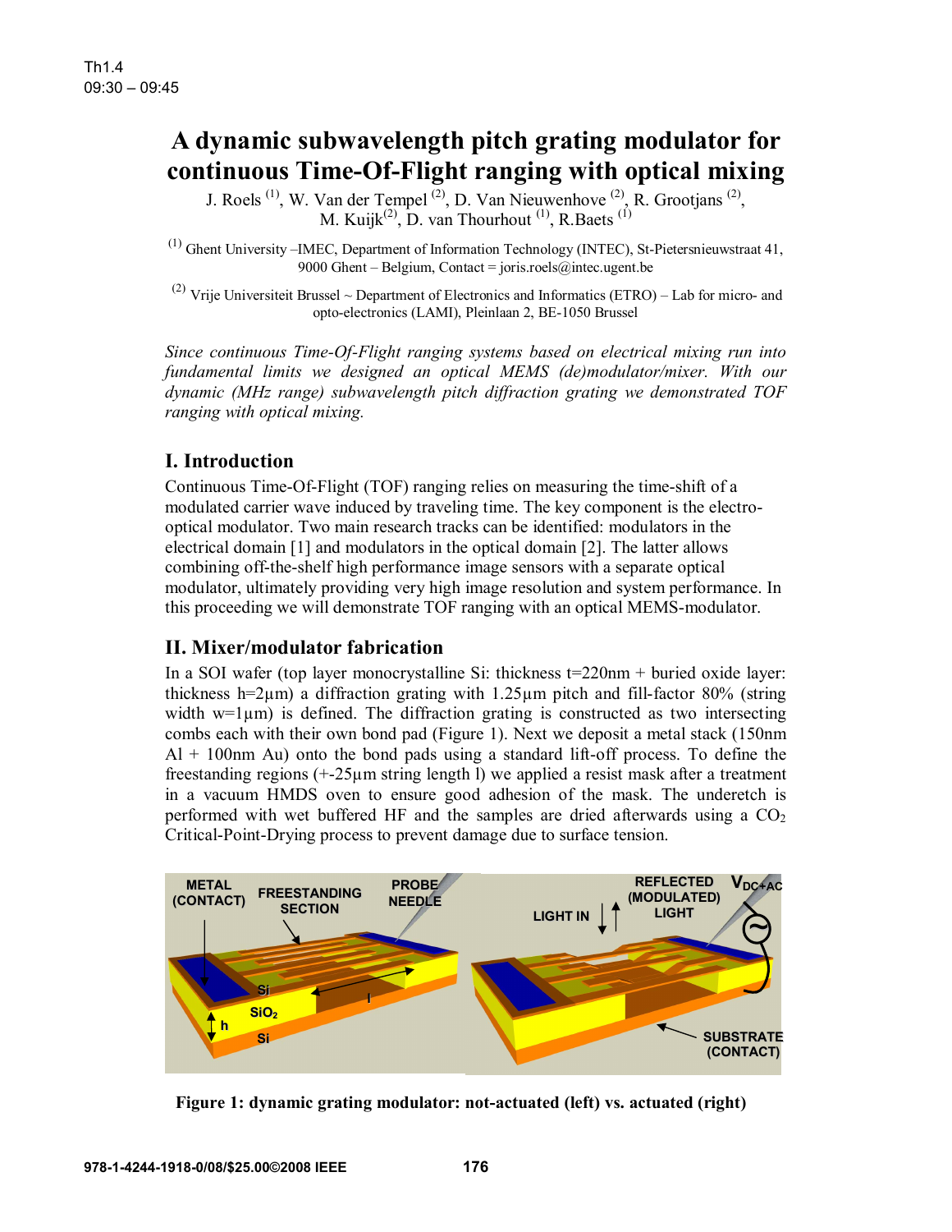# A dynamic subwavelength pitch grating modulator for continuous Time-Of-Flight ranging with optical mixing

J. Roels [(1)], W. Van der Tempel [(2)], D. Van Nieuwenhove [(2)], R. Grootjans [(2)], M. Kuijk[(2)], D. van Thourhout [(1)], R.Baets [(1)]

[(1)] Ghent University –IMEC, Department of Information Technology (INTEC), St-Pietersnieuwstraat 41, 9000 Ghent – Belgium, Contact = joris.roels@intec.ugent.be

[(2)] Vrije Universiteit Brussel ~ Department of Electronics and Informatics (ETRO) – Lab for micro- and opto-electronics (LAMI), Pleinlaan 2, BE-1050 Brussel

*Since continuous Time-Of-Flight ranging systems based on electrical mixing run into fundamental limits we designed an optical MEMS (de)modulator/mixer. With our dynamic (MHz range) subwavelength pitch diffraction grating we demonstrated TOF ranging with optical mixing.*

## I. Introduction

Continuous Time-Of-Flight (TOF) ranging relies on measuring the time-shift of a modulated carrier wave induced by traveling time. The key component is the electro-optical modulator. Two main research tracks can be identified: modulators in the electrical domain [1] and modulators in the optical domain [2]. The latter allows combining off-the-shelf high performance image sensors with a separate optical modulator, ultimately providing very high image resolution and system performance. In this proceeding we will demonstrate TOF ranging with an optical MEMS-modulator.

## II. Mixer/modulator fabrication

In a SOI wafer (top layer monocrystalline Si: thickness t=220nm + buried oxide layer: thickness h=2µm) a diffraction grating with 1.25µm pitch and fill-factor 80% (string width w=1µm) is defined. The diffraction grating is constructed as two intersecting combs each with their own bond pad (Figure 1). Next we deposit a metal stack (150nm Al + 100nm Au) onto the bond pads using a standard lift-off process. To define the freestanding regions (+-25µm string length l) we applied a resist mask after a treatment in a vacuum HMDS oven to ensure good adhesion of the mask. The underetch is performed with wet buffered HF and the samples are dried afterwards using a $CO_2$ Critical-Point-Drying process to prevent damage due to surface tension.

**Figure 1: dynamic grating modulator: not-actuated (left) vs. actuated (right)**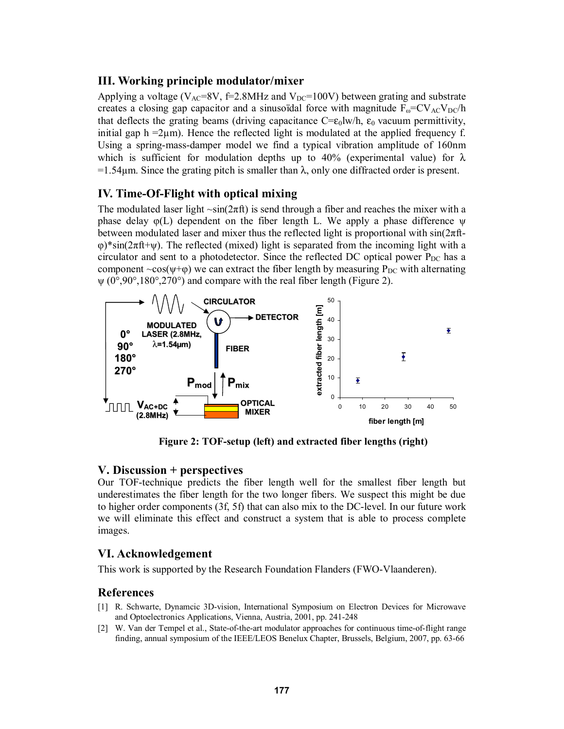## III. Working principle modulator/mixer

Applying a voltage ($V_{AC}$=8V, f=2.8MHz and $V_{DC}$=100V) between grating and substrate creates a closing gap capacitor and a sinusoïdal force with magnitude $F_\omega = CV_{AC}V_{DC}/h$ that deflects the grating beams (driving capacitance $C=\varepsilon_0 lw/h$, $\varepsilon_0$ vacuum permittivity, initial gap h =2µm). Hence the reflected light is modulated at the applied frequency f. Using a spring-mass-damper model we find a typical vibration amplitude of 160nm which is sufficient for modulation depths up to 40% (experimental value) for $\lambda$ =1.54µm. Since the grating pitch is smaller than $\lambda$, only one diffracted order is present.

## IV. Time-Of-Flight with optical mixing

The modulated laser light ~$\sin(2\pi ft)$ is send through a fiber and reaches the mixer with a phase delay $\varphi(L)$ dependent on the fiber length L. We apply a phase difference $\psi$ between modulated laser and mixer thus the reflected light is proportional with $\sin(2\pi ft-\varphi)*\sin(2\pi ft+\psi)$. The reflected (mixed) light is separated from the incoming light with a circulator and sent to a photodetector. Since the reflected DC optical power $P_{DC}$ has a component ~$\cos(\psi+\varphi)$ we can extract the fiber length by measuring $P_{DC}$ with alternating $\psi$ (0°,90°,180°,270°) and compare with the real fiber length (Figure 2).

CIRCULATOR
DETECTOR
MODULATED LASER (2.8MHz, λ=1.54µm)
0°
90°
180°
270°
FIBER
$P_{mod}$
$P_{mix}$
$V_{AC+DC}$ (2.8MHz)
OPTICAL MIXER

extracted fiber length [m]
0
10
20
30
40
50
fiber length [m]
0
10
20
30
40
50

**Figure 2: TOF-setup (left) and extracted fiber lengths (right)**

## V. Discussion + perspectives

Our TOF-technique predicts the fiber length well for the smallest fiber length but underestimates the fiber length for the two longer fibers. We suspect this might be due to higher order components (3f, 5f) that can also mix to the DC-level. In our future work we will eliminate this effect and construct a system that is able to process complete images.

## VI. Acknowledgement

This work is supported by the Research Foundation Flanders (FWO-Vlaanderen).

## References

[1] R. Schwarte, Dynamcic 3D-vision, International Symposium on Electron Devices for Microwave and Optoelectronics Applications, Vienna, Austria, 2001, pp. 241-248

[2] W. Van der Tempel et al., State-of-the-art modulator approaches for continuous time-of-flight range finding, annual symposium of the IEEE/LEOS Benelux Chapter, Brussels, Belgium, 2007, pp. 63-66